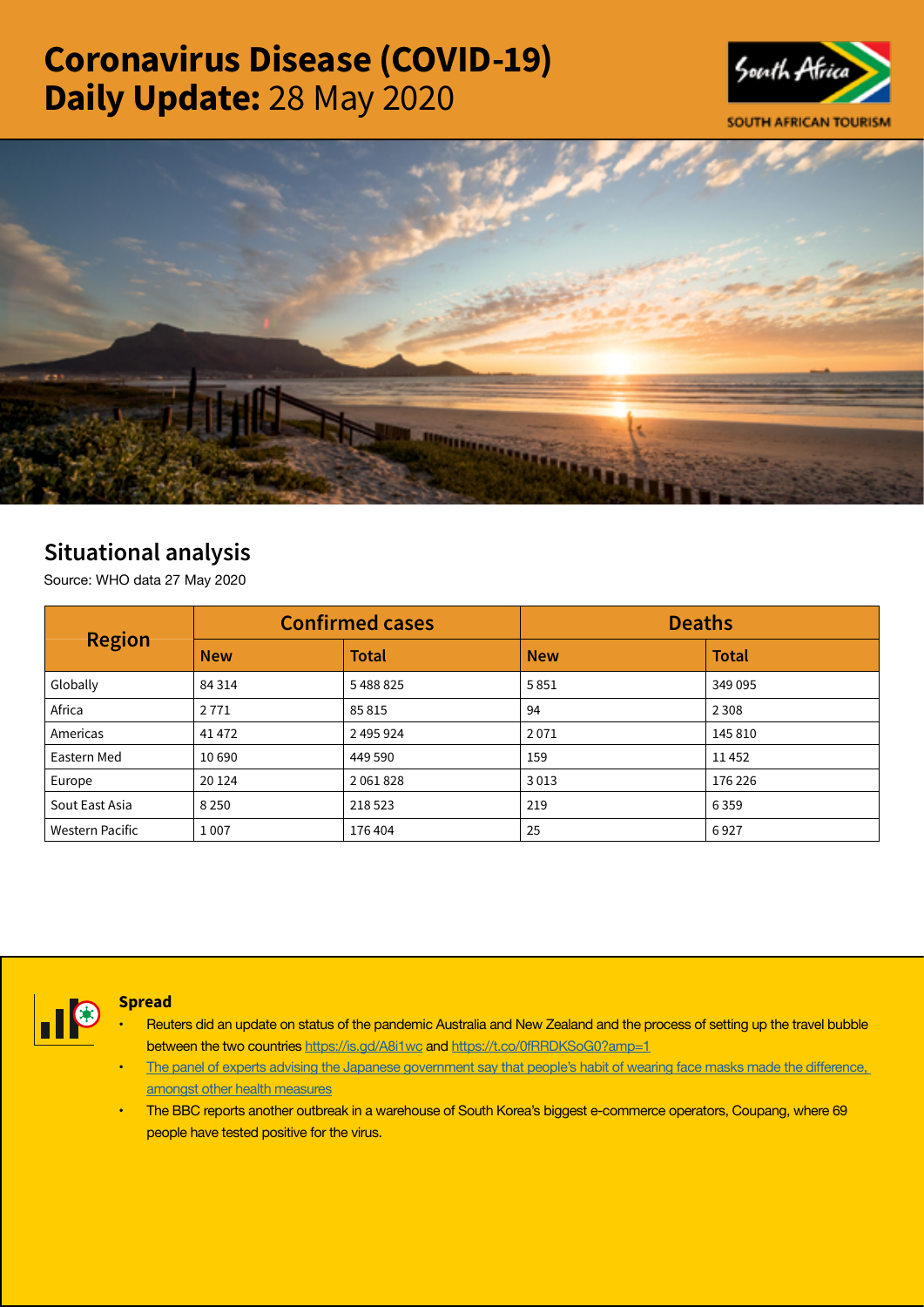# Coronavirus Disease (COVID-19) Daily Update: 28 May 2020

## Situational analysis

Source: WHO data 27 May 2020

| Region | Confirmed cases | | Deaths | |
|---|---|---|---|---|
| | New | Total | New | Total |
| Globally | 84 314 | 5 488 825 | 5 851 | 349 095 |
| Africa | 2 771 | 85 815 | 94 | 2 308 |
| Americas | 41 472 | 2 495 924 | 2 071 | 145 810 |
| Eastern Med | 10 690 | 449 590 | 159 | 11 452 |
| Europe | 20 124 | 2 061 828 | 3 013 | 176 226 |
| Sout East Asia | 8 250 | 218 523 | 219 | 6 359 |
| Western Pacific | 1 007 | 176 404 | 25 | 6 927 |

### Spread

- Reuters did an update on status of the pandemic Australia and New Zealand and the process of setting up the travel bubble between the two countries https://is.gd/A8i1wc and https://t.co/0fRRDKSoG0?amp=1
- The panel of experts advising the Japanese government say that people's habit of wearing face masks made the difference, amongst other health measures
- The BBC reports another outbreak in a warehouse of South Korea's biggest e-commerce operators, Coupang, where 69 people have tested positive for the virus.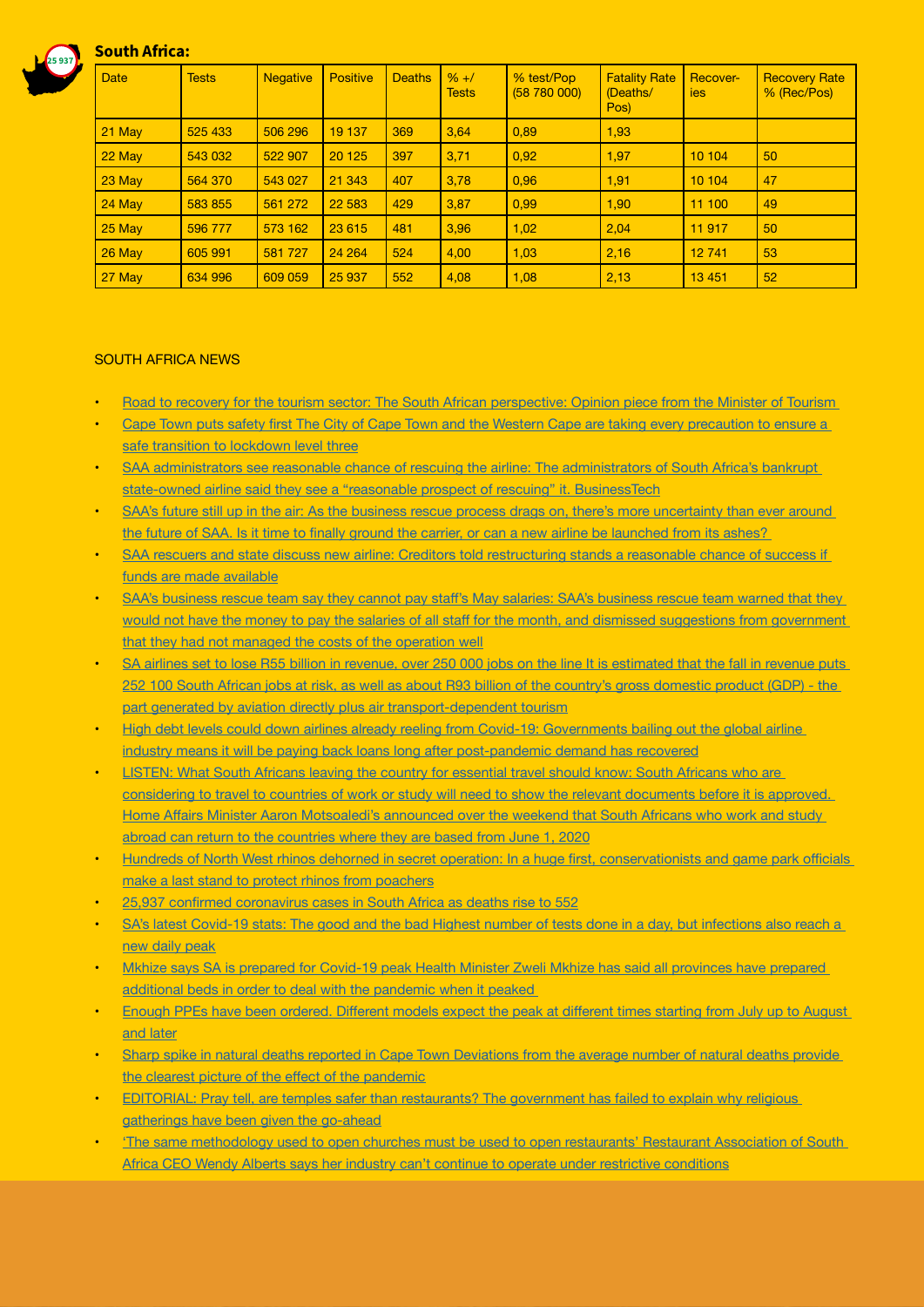## South Africa:

| Date | Tests | Negative | Positive | Deaths | % +/ Tests | % test/Pop (58 780 000) | Fatality Rate (Deaths/ Pos) | Recover-ies | Recovery Rate % (Rec/Pos) |
|---|---|---|---|---|---|---|---|---|---|
| 21 May | 525 433 | 506 296 | 19 137 | 369 | 3,64 | 0,89 | 1,93 | | |
| 22 May | 543 032 | 522 907 | 20 125 | 397 | 3,71 | 0,92 | 1,97 | 10 104 | 50 |
| 23 May | 564 370 | 543 027 | 21 343 | 407 | 3,78 | 0,96 | 1,91 | 10 104 | 47 |
| 24 May | 583 855 | 561 272 | 22 583 | 429 | 3,87 | 0,99 | 1,90 | 11 100 | 49 |
| 25 May | 596 777 | 573 162 | 23 615 | 481 | 3,96 | 1,02 | 2,04 | 11 917 | 50 |
| 26 May | 605 991 | 581 727 | 24 264 | 524 | 4,00 | 1,03 | 2,16 | 12 741 | 53 |
| 27 May | 634 996 | 609 059 | 25 937 | 552 | 4,08 | 1,08 | 2,13 | 13 451 | 52 |

SOUTH AFRICA NEWS

- Road to recovery for the tourism sector: The South African perspective: Opinion piece from the Minister of Tourism
- Cape Town puts safety first The City of Cape Town and the Western Cape are taking every precaution to ensure a safe transition to lockdown level three
- SAA administrators see reasonable chance of rescuing the airline: The administrators of South Africa's bankrupt state-owned airline said they see a "reasonable prospect of rescuing" it. BusinessTech
- SAA's future still up in the air: As the business rescue process drags on, there's more uncertainty than ever around the future of SAA. Is it time to finally ground the carrier, or can a new airline be launched from its ashes?
- SAA rescuers and state discuss new airline: Creditors told restructuring stands a reasonable chance of success if funds are made available
- SAA's business rescue team say they cannot pay staff's May salaries: SAA's business rescue team warned that they would not have the money to pay the salaries of all staff for the month, and dismissed suggestions from government that they had not managed the costs of the operation well
- SA airlines set to lose R55 billion in revenue, over 250 000 jobs on the line It is estimated that the fall in revenue puts 252 100 South African jobs at risk, as well as about R93 billion of the country's gross domestic product (GDP) - the part generated by aviation directly plus air transport-dependent tourism
- High debt levels could down airlines already reeling from Covid-19: Governments bailing out the global airline industry means it will be paying back loans long after post-pandemic demand has recovered
- LISTEN: What South Africans leaving the country for essential travel should know: South Africans who are considering to travel to countries of work or study will need to show the relevant documents before it is approved. Home Affairs Minister Aaron Motsoaledi's announced over the weekend that South Africans who work and study abroad can return to the countries where they are based from June 1, 2020
- Hundreds of North West rhinos dehorned in secret operation: In a huge first, conservationists and game park officials make a last stand to protect rhinos from poachers
- 25,937 confirmed coronavirus cases in South Africa as deaths rise to 552
- SA's latest Covid-19 stats: The good and the bad Highest number of tests done in a day, but infections also reach a new daily peak
- Mkhize says SA is prepared for Covid-19 peak Health Minister Zweli Mkhize has said all provinces have prepared additional beds in order to deal with the pandemic when it peaked
- Enough PPEs have been ordered. Different models expect the peak at different times starting from July up to August and later
- Sharp spike in natural deaths reported in Cape Town Deviations from the average number of natural deaths provide the clearest picture of the effect of the pandemic
- EDITORIAL: Pray tell, are temples safer than restaurants? The government has failed to explain why religious gatherings have been given the go-ahead
- 'The same methodology used to open churches must be used to open restaurants' Restaurant Association of South Africa CEO Wendy Alberts says her industry can't continue to operate under restrictive conditions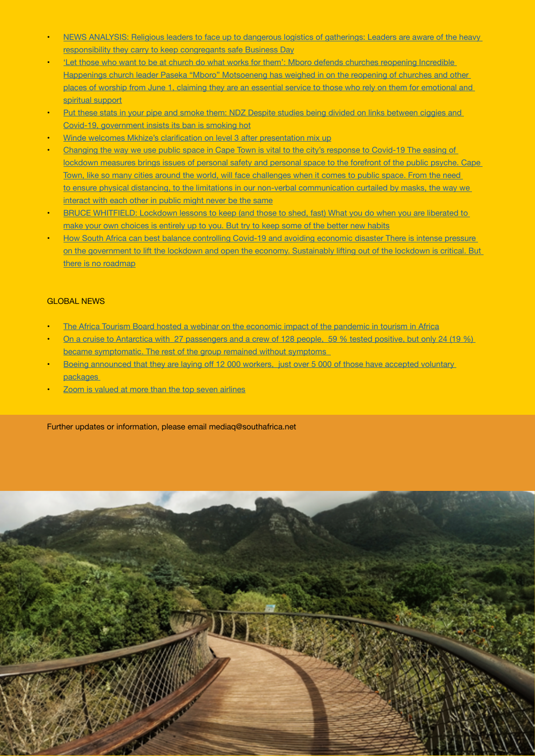- NEWS ANALYSIS: Religious leaders to face up to dangerous logistics of gatherings: Leaders are aware of the heavy responsibility they carry to keep congregants safe Business Day
- 'Let those who want to be at church do what works for them': Mboro defends churches reopening Incredible Happenings church leader Paseka "Mboro" Motsoeneng has weighed in on the reopening of churches and other places of worship from June 1, claiming they are an essential service to those who rely on them for emotional and spiritual support
- Put these stats in your pipe and smoke them: NDZ Despite studies being divided on links between ciggies and Covid-19, government insists its ban is smoking hot
- Winde welcomes Mkhize's clarification on level 3 after presentation mix up
- Changing the way we use public space in Cape Town is vital to the city's response to Covid-19 The easing of lockdown measures brings issues of personal safety and personal space to the forefront of the public psyche. Cape Town, like so many cities around the world, will face challenges when it comes to public space. From the need to ensure physical distancing, to the limitations in our non-verbal communication curtailed by masks, the way we interact with each other in public might never be the same
- BRUCE WHITFIELD: Lockdown lessons to keep (and those to shed, fast) What you do when you are liberated to make your own choices is entirely up to you. But try to keep some of the better new habits
- How South Africa can best balance controlling Covid-19 and avoiding economic disaster There is intense pressure on the government to lift the lockdown and open the economy. Sustainably lifting out of the lockdown is critical. But there is no roadmap

GLOBAL NEWS

- The Africa Tourism Board hosted a webinar on the economic impact of the pandemic in tourism in Africa
- On a cruise to Antarctica with 27 passengers and a crew of 128 people, 59 % tested positive, but only 24 (19 %) became symptomatic. The rest of the group remained without symptoms
- Boeing announced that they are laying off 12 000 workers, just over 5 000 of those have accepted voluntary packages
- Zoom is valued at more than the top seven airlines

Further updates or information, please email mediaq@southafrica.net